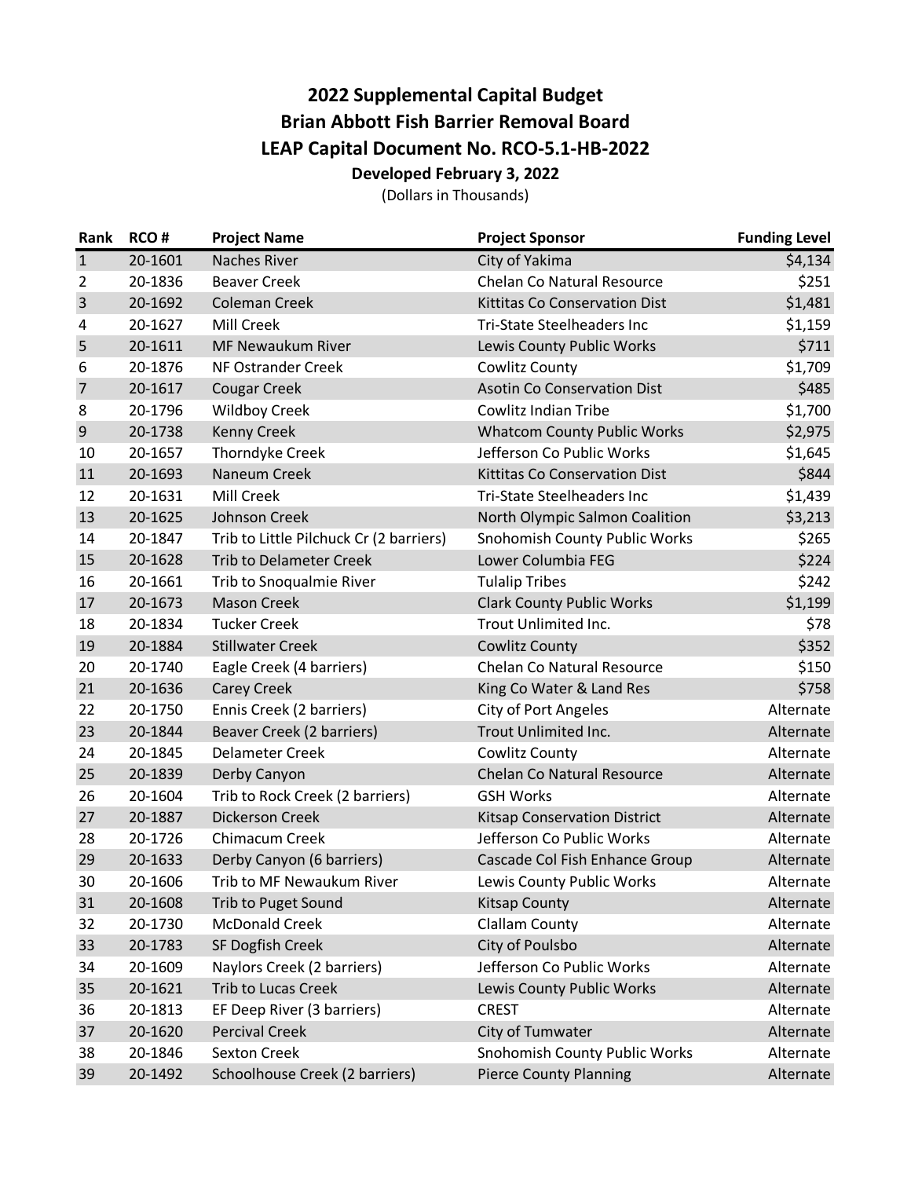# 2022 Supplemental Capital Budget
# Brian Abbott Fish Barrier Removal Board
# LEAP Capital Document No. RCO-5.1-HB-2022

**Developed February 3, 2022**

(Dollars in Thousands)

| Rank | RCO # | Project Name | Project Sponsor | Funding Level |
|---|---|---|---|---|
| 1 | 20-1601 | Naches River | City of Yakima | $4,134 |
| 2 | 20-1836 | Beaver Creek | Chelan Co Natural Resource | $251 |
| 3 | 20-1692 | Coleman Creek | Kittitas Co Conservation Dist | $1,481 |
| 4 | 20-1627 | Mill Creek | Tri-State Steelheaders Inc | $1,159 |
| 5 | 20-1611 | MF Newaukum River | Lewis County Public Works | $711 |
| 6 | 20-1876 | NF Ostrander Creek | Cowlitz County | $1,709 |
| 7 | 20-1617 | Cougar Creek | Asotin Co Conservation Dist | $485 |
| 8 | 20-1796 | Wildboy Creek | Cowlitz Indian Tribe | $1,700 |
| 9 | 20-1738 | Kenny Creek | Whatcom County Public Works | $2,975 |
| 10 | 20-1657 | Thorndyke Creek | Jefferson Co Public Works | $1,645 |
| 11 | 20-1693 | Naneum Creek | Kittitas Co Conservation Dist | $844 |
| 12 | 20-1631 | Mill Creek | Tri-State Steelheaders Inc | $1,439 |
| 13 | 20-1625 | Johnson Creek | North Olympic Salmon Coalition | $3,213 |
| 14 | 20-1847 | Trib to Little Pilchuck Cr (2 barriers) | Snohomish County Public Works | $265 |
| 15 | 20-1628 | Trib to Delameter Creek | Lower Columbia FEG | $224 |
| 16 | 20-1661 | Trib to Snoqualmie River | Tulalip Tribes | $242 |
| 17 | 20-1673 | Mason Creek | Clark County Public Works | $1,199 |
| 18 | 20-1834 | Tucker Creek | Trout Unlimited Inc. | $78 |
| 19 | 20-1884 | Stillwater Creek | Cowlitz County | $352 |
| 20 | 20-1740 | Eagle Creek (4 barriers) | Chelan Co Natural Resource | $150 |
| 21 | 20-1636 | Carey Creek | King Co Water & Land Res | $758 |
| 22 | 20-1750 | Ennis Creek (2 barriers) | City of Port Angeles | Alternate |
| 23 | 20-1844 | Beaver Creek (2 barriers) | Trout Unlimited Inc. | Alternate |
| 24 | 20-1845 | Delameter Creek | Cowlitz County | Alternate |
| 25 | 20-1839 | Derby Canyon | Chelan Co Natural Resource | Alternate |
| 26 | 20-1604 | Trib to Rock Creek (2 barriers) | GSH Works | Alternate |
| 27 | 20-1887 | Dickerson Creek | Kitsap Conservation District | Alternate |
| 28 | 20-1726 | Chimacum Creek | Jefferson Co Public Works | Alternate |
| 29 | 20-1633 | Derby Canyon (6 barriers) | Cascade Col Fish Enhance Group | Alternate |
| 30 | 20-1606 | Trib to MF Newaukum River | Lewis County Public Works | Alternate |
| 31 | 20-1608 | Trib to Puget Sound | Kitsap County | Alternate |
| 32 | 20-1730 | McDonald Creek | Clallam County | Alternate |
| 33 | 20-1783 | SF Dogfish Creek | City of Poulsbo | Alternate |
| 34 | 20-1609 | Naylors Creek (2 barriers) | Jefferson Co Public Works | Alternate |
| 35 | 20-1621 | Trib to Lucas Creek | Lewis County Public Works | Alternate |
| 36 | 20-1813 | EF Deep River (3 barriers) | CREST | Alternate |
| 37 | 20-1620 | Percival Creek | City of Tumwater | Alternate |
| 38 | 20-1846 | Sexton Creek | Snohomish County Public Works | Alternate |
| 39 | 20-1492 | Schoolhouse Creek (2 barriers) | Pierce County Planning | Alternate |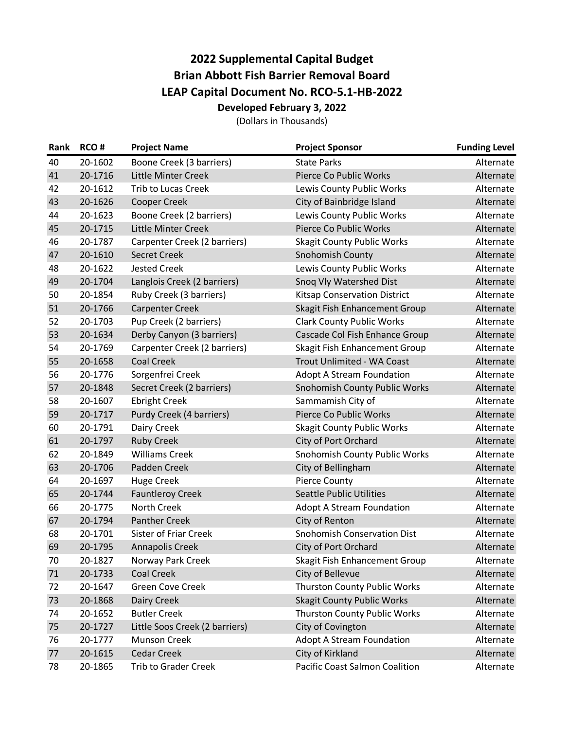# 2022 Supplemental Capital Budget
## Brian Abbott Fish Barrier Removal Board
## LEAP Capital Document No. RCO-5.1-HB-2022
### Developed February 3, 2022

(Dollars in Thousands)

| Rank | RCO # | Project Name | Project Sponsor | Funding Level |
|---|---|---|---|---|
| 40 | 20-1602 | Boone Creek (3 barriers) | State Parks | Alternate |
| 41 | 20-1716 | Little Minter Creek | Pierce Co Public Works | Alternate |
| 42 | 20-1612 | Trib to Lucas Creek | Lewis County Public Works | Alternate |
| 43 | 20-1626 | Cooper Creek | City of Bainbridge Island | Alternate |
| 44 | 20-1623 | Boone Creek (2 barriers) | Lewis County Public Works | Alternate |
| 45 | 20-1715 | Little Minter Creek | Pierce Co Public Works | Alternate |
| 46 | 20-1787 | Carpenter Creek (2 barriers) | Skagit County Public Works | Alternate |
| 47 | 20-1610 | Secret Creek | Snohomish County | Alternate |
| 48 | 20-1622 | Jested Creek | Lewis County Public Works | Alternate |
| 49 | 20-1704 | Langlois Creek (2 barriers) | Snoq Vly Watershed Dist | Alternate |
| 50 | 20-1854 | Ruby Creek (3 barriers) | Kitsap Conservation District | Alternate |
| 51 | 20-1766 | Carpenter Creek | Skagit Fish Enhancement Group | Alternate |
| 52 | 20-1703 | Pup Creek (2 barriers) | Clark County Public Works | Alternate |
| 53 | 20-1634 | Derby Canyon (3 barriers) | Cascade Col Fish Enhance Group | Alternate |
| 54 | 20-1769 | Carpenter Creek (2 barriers) | Skagit Fish Enhancement Group | Alternate |
| 55 | 20-1658 | Coal Creek | Trout Unlimited - WA Coast | Alternate |
| 56 | 20-1776 | Sorgenfrei Creek | Adopt A Stream Foundation | Alternate |
| 57 | 20-1848 | Secret Creek (2 barriers) | Snohomish County Public Works | Alternate |
| 58 | 20-1607 | Ebright Creek | Sammamish City of | Alternate |
| 59 | 20-1717 | Purdy Creek (4 barriers) | Pierce Co Public Works | Alternate |
| 60 | 20-1791 | Dairy Creek | Skagit County Public Works | Alternate |
| 61 | 20-1797 | Ruby Creek | City of Port Orchard | Alternate |
| 62 | 20-1849 | Williams Creek | Snohomish County Public Works | Alternate |
| 63 | 20-1706 | Padden Creek | City of Bellingham | Alternate |
| 64 | 20-1697 | Huge Creek | Pierce County | Alternate |
| 65 | 20-1744 | Fauntleroy Creek | Seattle Public Utilities | Alternate |
| 66 | 20-1775 | North Creek | Adopt A Stream Foundation | Alternate |
| 67 | 20-1794 | Panther Creek | City of Renton | Alternate |
| 68 | 20-1701 | Sister of Friar Creek | Snohomish Conservation Dist | Alternate |
| 69 | 20-1795 | Annapolis Creek | City of Port Orchard | Alternate |
| 70 | 20-1827 | Norway Park Creek | Skagit Fish Enhancement Group | Alternate |
| 71 | 20-1733 | Coal Creek | City of Bellevue | Alternate |
| 72 | 20-1647 | Green Cove Creek | Thurston County Public Works | Alternate |
| 73 | 20-1868 | Dairy Creek | Skagit County Public Works | Alternate |
| 74 | 20-1652 | Butler Creek | Thurston County Public Works | Alternate |
| 75 | 20-1727 | Little Soos Creek (2 barriers) | City of Covington | Alternate |
| 76 | 20-1777 | Munson Creek | Adopt A Stream Foundation | Alternate |
| 77 | 20-1615 | Cedar Creek | City of Kirkland | Alternate |
| 78 | 20-1865 | Trib to Grader Creek | Pacific Coast Salmon Coalition | Alternate |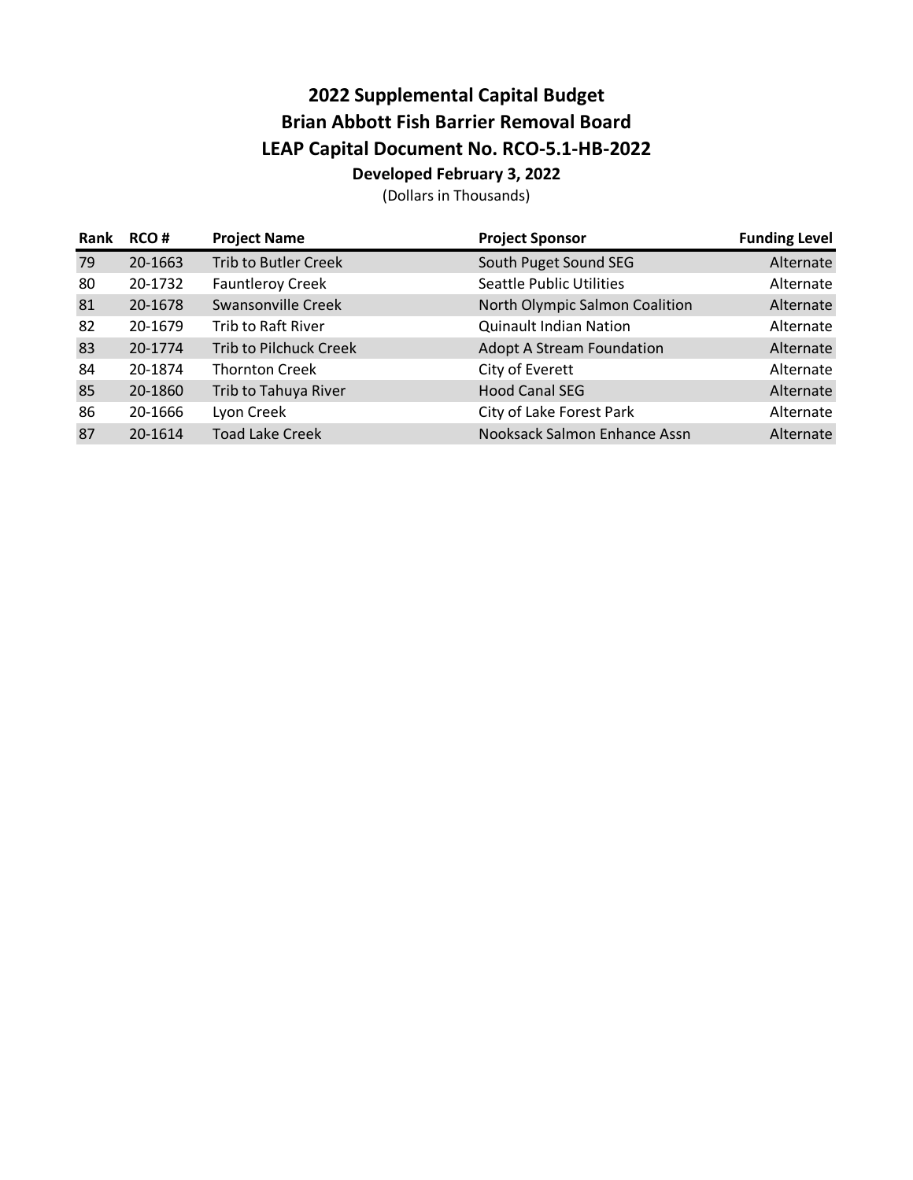# 2022 Supplemental Capital Budget
# Brian Abbott Fish Barrier Removal Board
# LEAP Capital Document No. RCO-5.1-HB-2022
### Developed February 3, 2022
(Dollars in Thousands)

| Rank | RCO # | Project Name | Project Sponsor | Funding Level |
|---|---|---|---|---|
| 79 | 20-1663 | Trib to Butler Creek | South Puget Sound SEG | Alternate |
| 80 | 20-1732 | Fauntleroy Creek | Seattle Public Utilities | Alternate |
| 81 | 20-1678 | Swansonville Creek | North Olympic Salmon Coalition | Alternate |
| 82 | 20-1679 | Trib to Raft River | Quinault Indian Nation | Alternate |
| 83 | 20-1774 | Trib to Pilchuck Creek | Adopt A Stream Foundation | Alternate |
| 84 | 20-1874 | Thornton Creek | City of Everett | Alternate |
| 85 | 20-1860 | Trib to Tahuya River | Hood Canal SEG | Alternate |
| 86 | 20-1666 | Lyon Creek | City of Lake Forest Park | Alternate |
| 87 | 20-1614 | Toad Lake Creek | Nooksack Salmon Enhance Assn | Alternate |